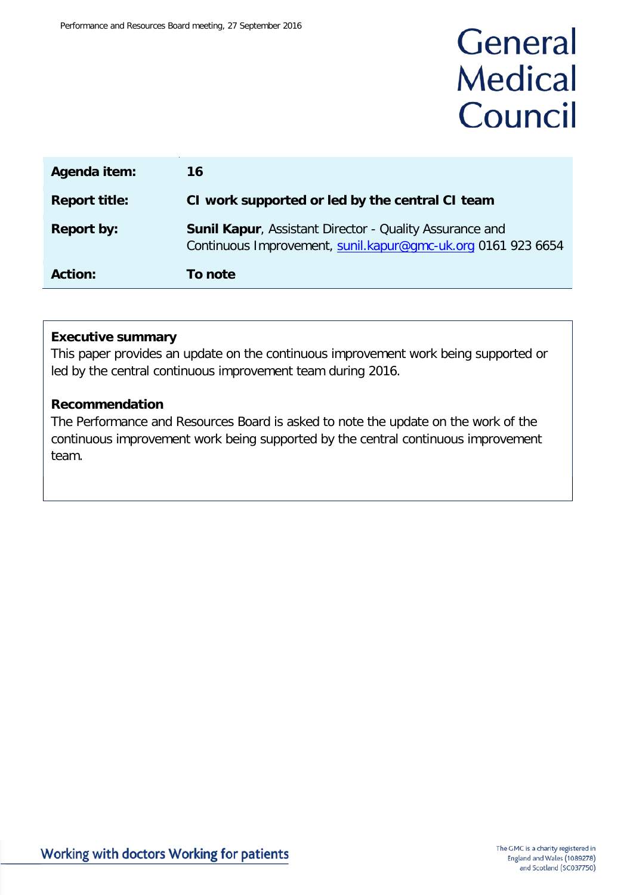# General Medical Council

| | |
|---|---|
| **Agenda item:** | **16** |
| **Report title:** | **CI work supported or led by the central CI team** |
| **Report by:** | **Sunil Kapur**, Assistant Director - Quality Assurance and Continuous Improvement, sunil.kapur@gmc-uk.org 0161 923 6654 |
| **Action:** | **To note** |

**Executive summary**

This paper provides an update on the continuous improvement work being supported or led by the central continuous improvement team during 2016.

**Recommendation**

The Performance and Resources Board is asked to note the update on the work of the continuous improvement work being supported by the central continuous improvement team.

Working with doctors Working for patients

The GMC is a charity registered in England and Wales (1089278) and Scotland (SC037750)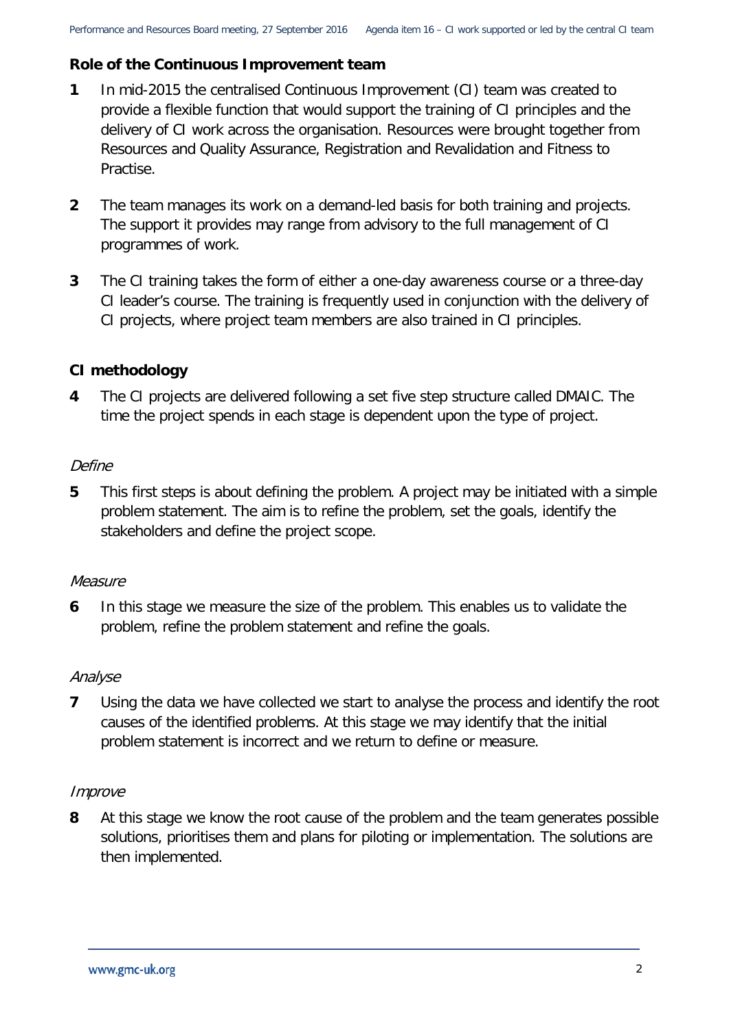**Role of the Continuous Improvement team**

**1** In mid-2015 the centralised Continuous Improvement (CI) team was created to provide a flexible function that would support the training of CI principles and the delivery of CI work across the organisation. Resources were brought together from Resources and Quality Assurance, Registration and Revalidation and Fitness to Practise.

**2** The team manages its work on a demand-led basis for both training and projects. The support it provides may range from advisory to the full management of CI programmes of work.

**3** The CI training takes the form of either a one-day awareness course or a three-day CI leader's course. The training is frequently used in conjunction with the delivery of CI projects, where project team members are also trained in CI principles.

**CI methodology**

**4** The CI projects are delivered following a set five step structure called DMAIC. The time the project spends in each stage is dependent upon the type of project.

*Define*

**5** This first steps is about defining the problem. A project may be initiated with a simple problem statement. The aim is to refine the problem, set the goals, identify the stakeholders and define the project scope.

*Measure*

**6** In this stage we measure the size of the problem. This enables us to validate the problem, refine the problem statement and refine the goals.

*Analyse*

**7** Using the data we have collected we start to analyse the process and identify the root causes of the identified problems. At this stage we may identify that the initial problem statement is incorrect and we return to define or measure.

*Improve*

**8** At this stage we know the root cause of the problem and the team generates possible solutions, prioritises them and plans for piloting or implementation. The solutions are then implemented.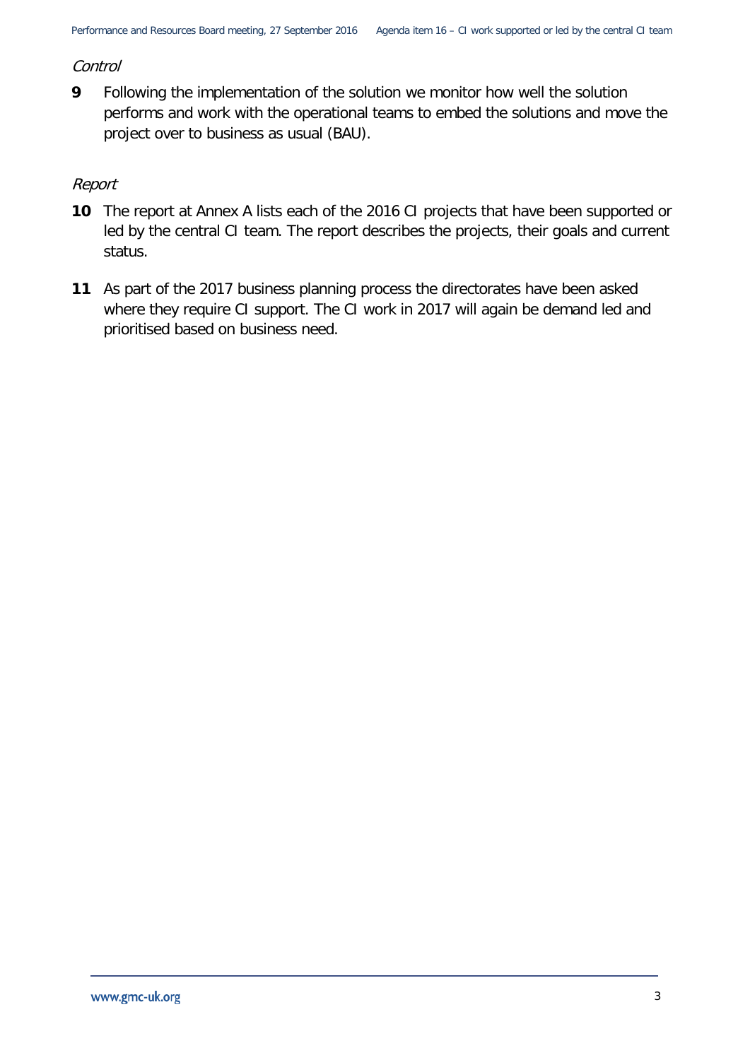*Control*

**9** Following the implementation of the solution we monitor how well the solution performs and work with the operational teams to embed the solutions and move the project over to business as usual (BAU).

*Report*

**10** The report at Annex A lists each of the 2016 CI projects that have been supported or led by the central CI team. The report describes the projects, their goals and current status.

**11** As part of the 2017 business planning process the directorates have been asked where they require CI support. The CI work in 2017 will again be demand led and prioritised based on business need.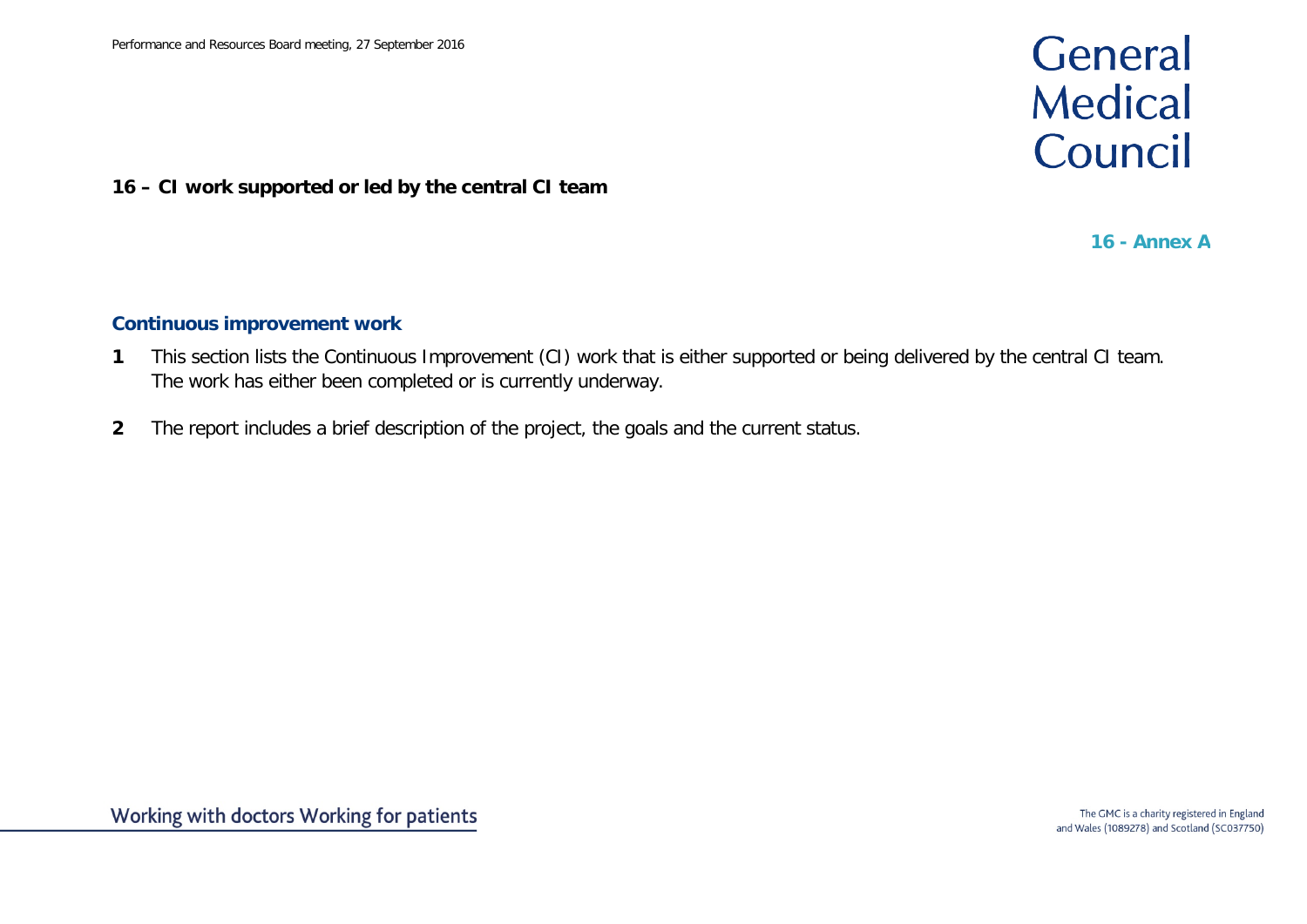**16 – CI work supported or led by the central CI team**

**16 - Annex A**

## Continuous improvement work

**1** This section lists the Continuous Improvement (CI) work that is either supported or being delivered by the central CI team. The work has either been completed or is currently underway.

**2** The report includes a brief description of the project, the goals and the current status.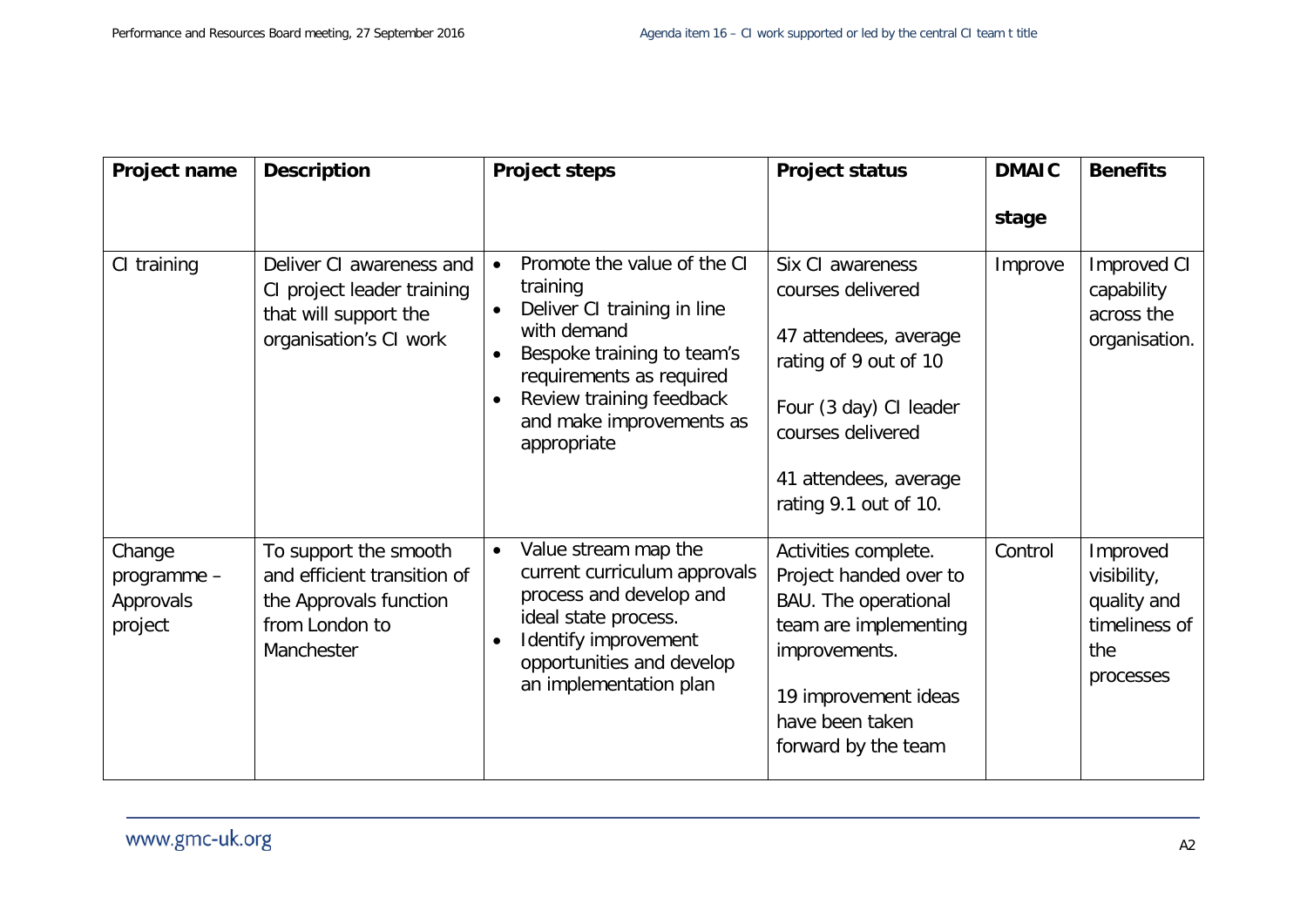| Project name | Description | Project steps | Project status | DMAIC stage | Benefits |
|---|---|---|---|---|---|
| CI training | Deliver CI awareness and CI project leader training that will support the organisation's CI work | • Promote the value of the CI training<br>• Deliver CI training in line with demand<br>• Bespoke training to team's requirements as required<br>• Review training feedback and make improvements as appropriate | Six CI awareness courses delivered<br><br>47 attendees, average rating of 9 out of 10<br><br>Four (3 day) CI leader courses delivered<br><br>41 attendees, average rating 9.1 out of 10. | Improve | Improved CI capability across the organisation. |
| Change programme – Approvals project | To support the smooth and efficient transition of the Approvals function from London to Manchester | • Value stream map the current curriculum approvals process and develop and ideal state process.<br>• Identify improvement opportunities and develop an implementation plan | Activities complete. Project handed over to BAU. The operational team are implementing improvements.<br><br>19 improvement ideas have been taken forward by the team | Control | Improved visibility, quality and timeliness of the processes |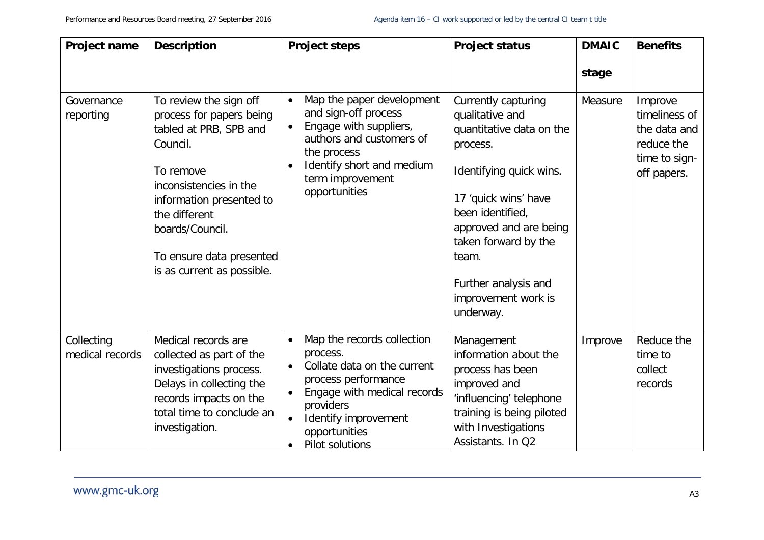| Project name | Description | Project steps | Project status | DMAIC stage | Benefits |
|---|---|---|---|---|---|
| Governance reporting | To review the sign off process for papers being tabled at PRB, SPB and Council.<br><br>To remove inconsistencies in the information presented to the different boards/Council.<br><br>To ensure data presented is as current as possible. | • Map the paper development and sign-off process<br>• Engage with suppliers, authors and customers of the process<br>• Identify short and medium term improvement opportunities | Currently capturing qualitative and quantitative data on the process.<br><br>Identifying quick wins.<br><br>17 'quick wins' have been identified, approved and are being taken forward by the team.<br><br>Further analysis and improvement work is underway. | Measure | Improve timeliness of the data and reduce the time to sign-off papers. |
| Collecting medical records | Medical records are collected as part of the investigations process. Delays in collecting the records impacts on the total time to conclude an investigation. | • Map the records collection process.<br>• Collate data on the current process performance<br>• Engage with medical records providers<br>• Identify improvement opportunities<br>• Pilot solutions | Management information about the process has been improved and 'influencing' telephone training is being piloted with Investigations Assistants. In Q2 | Improve | Reduce the time to collect records |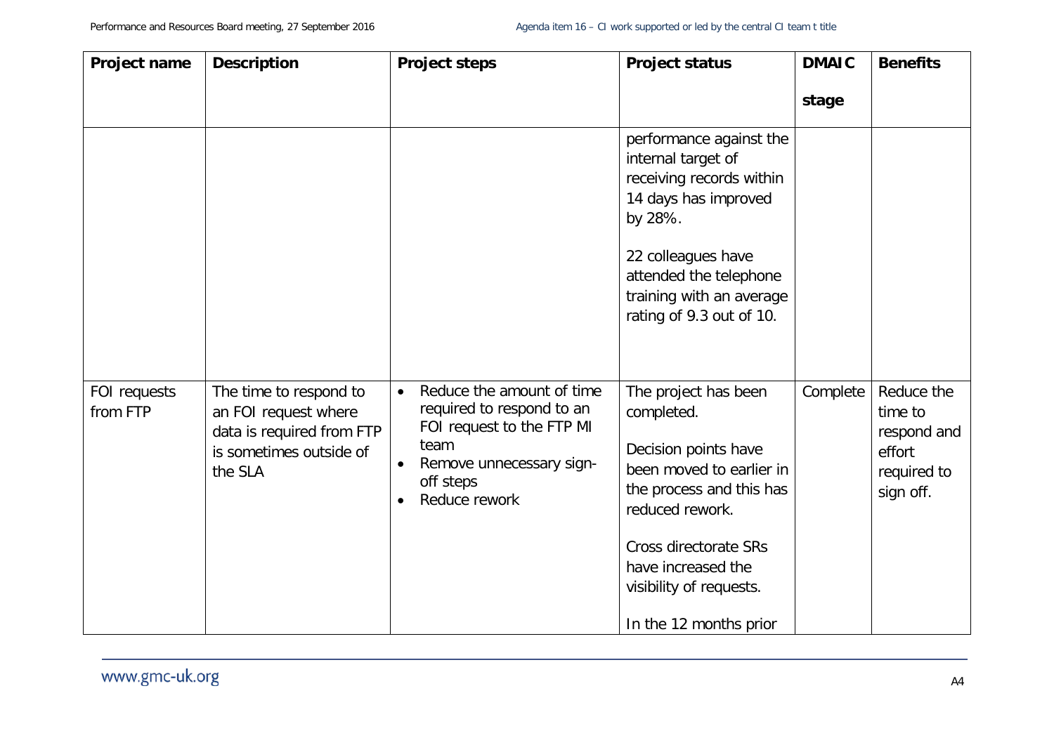| Project name | Description | Project steps | Project status | DMAIC stage | Benefits |
|---|---|---|---|---|---|
| | | | performance against the internal target of receiving records within 14 days has improved by 28%.<br><br>22 colleagues have attended the telephone training with an average rating of 9.3 out of 10. | | |
| FOI requests from FTP | The time to respond to an FOI request where data is required from FTP is sometimes outside of the SLA | • Reduce the amount of time required to respond to an FOI request to the FTP MI team<br>• Remove unnecessary sign-off steps<br>• Reduce rework | The project has been completed.<br><br>Decision points have been moved to earlier in the process and this has reduced rework.<br><br>Cross directorate SRs have increased the visibility of requests.<br><br>In the 12 months prior | Complete | Reduce the time to respond and effort required to sign off. |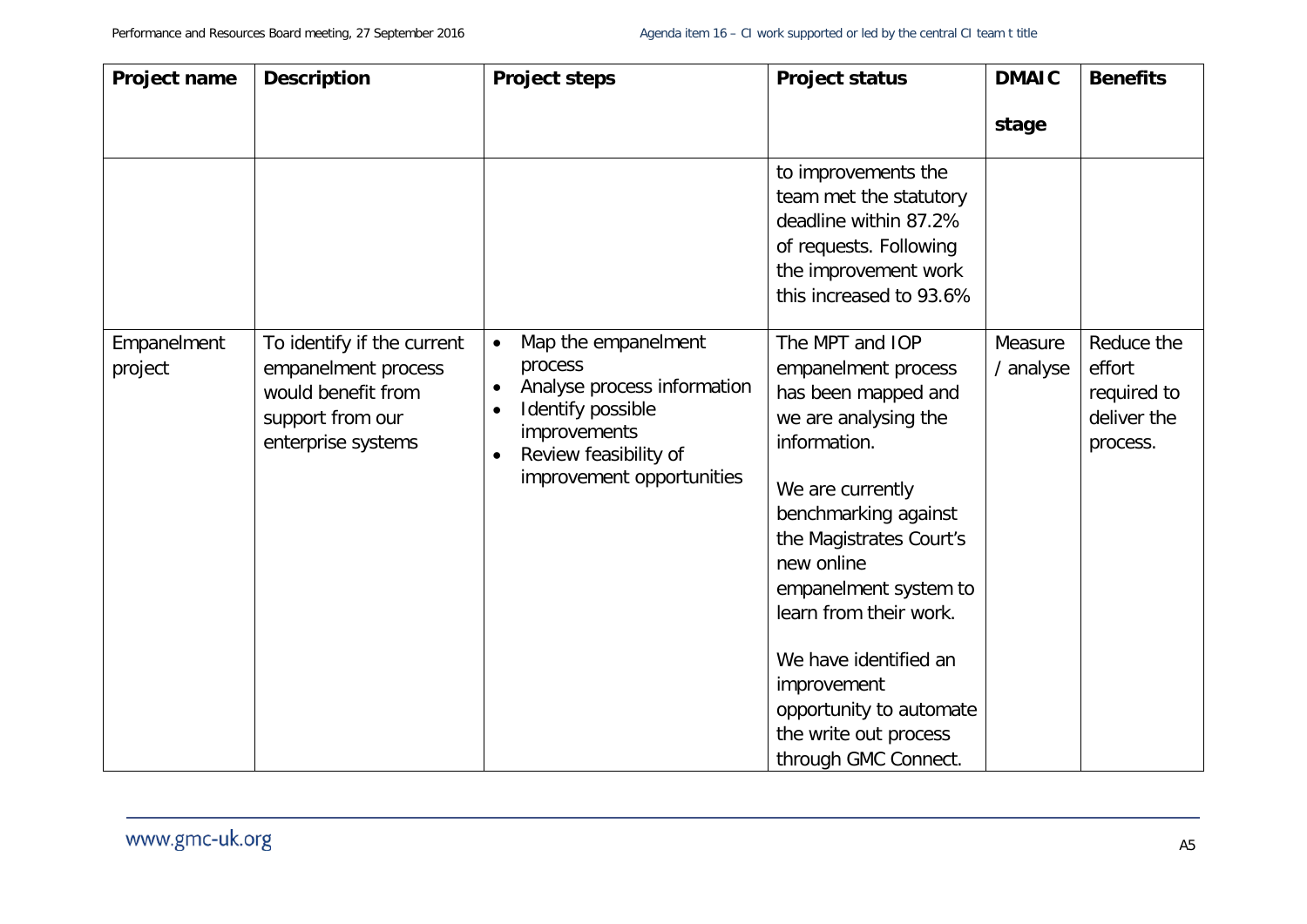| Project name | Description | Project steps | Project status | DMAIC stage | Benefits |
|---|---|---|---|---|---|
| | | | to improvements the team met the statutory deadline within 87.2% of requests. Following the improvement work this increased to 93.6% | | |
| Empanelment project | To identify if the current empanelment process would benefit from support from our enterprise systems | • Map the empanelment process<br>• Analyse process information<br>• Identify possible improvements<br>• Review feasibility of improvement opportunities | The MPT and IOP empanelment process has been mapped and we are analysing the information.<br><br>We are currently benchmarking against the Magistrates Court's new online empanelment system to learn from their work.<br><br>We have identified an improvement opportunity to automate the write out process through GMC Connect. | Measure / analyse | Reduce the effort required to deliver the process. |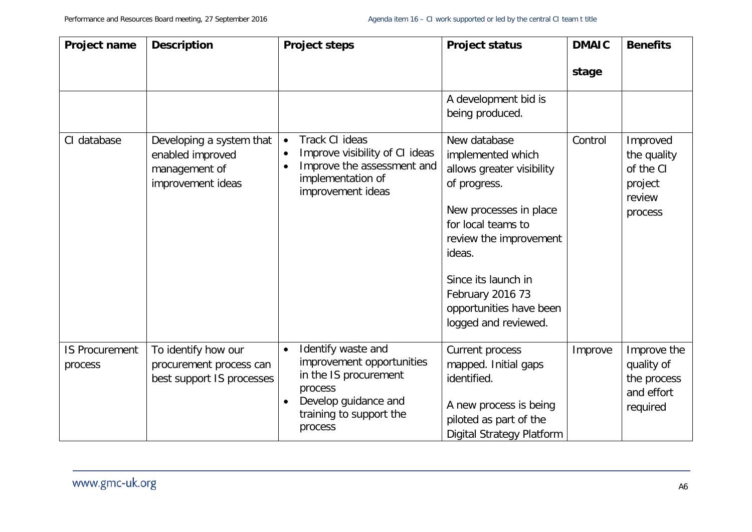| Project name | Description | Project steps | Project status | DMAIC stage | Benefits |
|---|---|---|---|---|---|
| | | | A development bid is being produced. | | |
| CI database | Developing a system that enabled improved management of improvement ideas | • Track CI ideas<br>• Improve visibility of CI ideas<br>• Improve the assessment and implementation of improvement ideas | New database implemented which allows greater visibility of progress.<br><br>New processes in place for local teams to review the improvement ideas.<br><br>Since its launch in February 2016 73 opportunities have been logged and reviewed. | Control | Improved the quality of the CI project review process |
| IS Procurement process | To identify how our procurement process can best support IS processes | • Identify waste and improvement opportunities in the IS procurement process<br>• Develop guidance and training to support the process | Current process mapped. Initial gaps identified.<br><br>A new process is being piloted as part of the Digital Strategy Platform | Improve | Improve the quality of the process and effort required |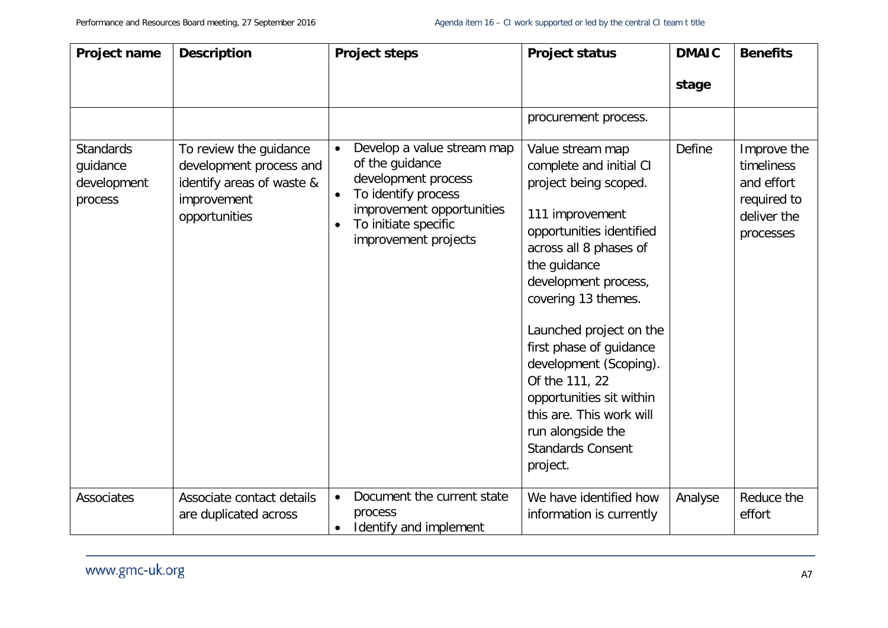| Project name | Description | Project steps | Project status | DMAIC stage | Benefits |
|---|---|---|---|---|---|
| | | | procurement process. | | |
| Standards guidance development process | To review the guidance development process and identify areas of waste & improvement opportunities | • Develop a value stream map of the guidance development process<br>• To identify process improvement opportunities<br>• To initiate specific improvement projects | Value stream map complete and initial CI project being scoped.<br><br>111 improvement opportunities identified across all 8 phases of the guidance development process, covering 13 themes.<br><br>Launched project on the first phase of guidance development (Scoping). Of the 111, 22 opportunities sit within this are. This work will run alongside the Standards Consent project. | Define | Improve the timeliness and effort required to deliver the processes |
| Associates | Associate contact details are duplicated across | • Document the current state process<br>• Identify and implement | We have identified how information is currently | Analyse | Reduce the effort |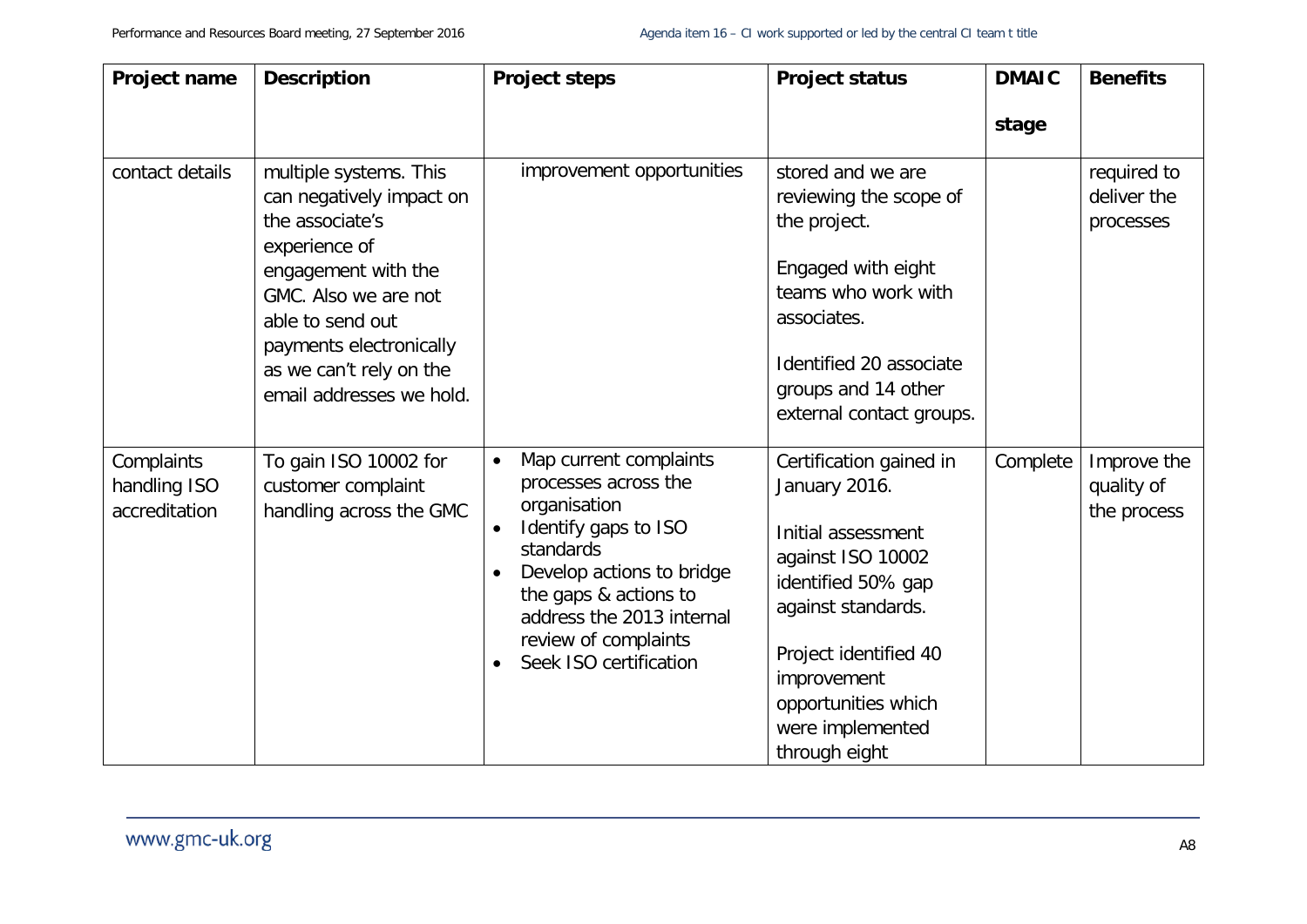| Project name | Description | Project steps | Project status | DMAIC stage | Benefits |
|---|---|---|---|---|---|
| contact details | multiple systems. This can negatively impact on the associate's experience of engagement with the GMC. Also we are not able to send out payments electronically as we can't rely on the email addresses we hold. | improvement opportunities | stored and we are reviewing the scope of the project.<br><br>Engaged with eight teams who work with associates.<br><br>Identified 20 associate groups and 14 other external contact groups. | | required to deliver the processes |
| Complaints handling ISO accreditation | To gain ISO 10002 for customer complaint handling across the GMC | • Map current complaints processes across the organisation<br>• Identify gaps to ISO standards<br>• Develop actions to bridge the gaps & actions to address the 2013 internal review of complaints<br>• Seek ISO certification | Certification gained in January 2016.<br><br>Initial assessment against ISO 10002 identified 50% gap against standards.<br><br>Project identified 40 improvement opportunities which were implemented through eight | Complete | Improve the quality of the process |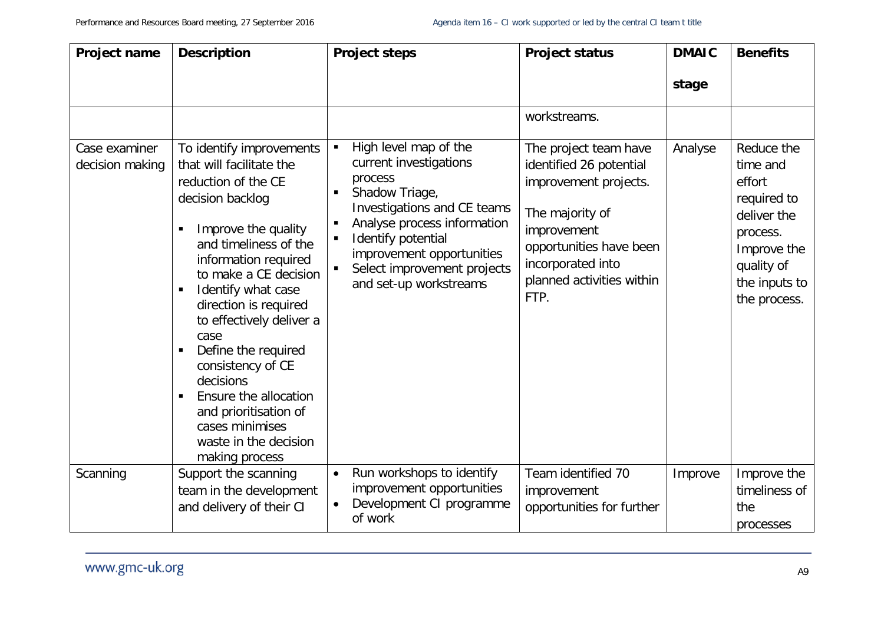| Project name | Description | Project steps | Project status | DMAIC stage | Benefits |
|---|---|---|---|---|---|
| | | | workstreams. | | |
| Case examiner decision making | To identify improvements that will facilitate the reduction of the CE decision backlog<br>▪ Improve the quality and timeliness of the information required to make a CE decision<br>▪ Identify what case direction is required to effectively deliver a case<br>▪ Define the required consistency of CE decisions<br>▪ Ensure the allocation and prioritisation of cases minimises waste in the decision making process | ▪ High level map of the current investigations process<br>▪ Shadow Triage, Investigations and CE teams<br>▪ Analyse process information<br>▪ Identify potential improvement opportunities<br>▪ Select improvement projects and set-up workstreams | The project team have identified 26 potential improvement projects.<br><br>The majority of improvement opportunities have been incorporated into planned activities within FTP. | Analyse | Reduce the time and effort required to deliver the process. Improve the quality of the inputs to the process. |
| Scanning | Support the scanning team in the development and delivery of their CI | • Run workshops to identify improvement opportunities<br>• Development CI programme of work | Team identified 70 improvement opportunities for further | Improve | Improve the timeliness of the processes |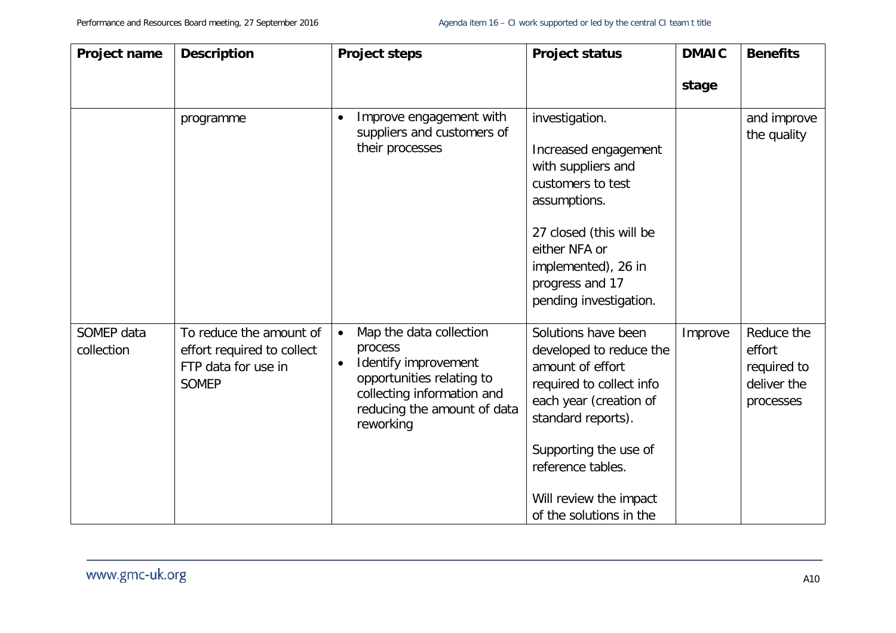| Project name | Description | Project steps | Project status | DMAIC stage | Benefits |
|---|---|---|---|---|---|
| | programme | • Improve engagement with suppliers and customers of their processes | investigation.<br><br>Increased engagement with suppliers and customers to test assumptions.<br><br>27 closed (this will be either NFA or implemented), 26 in progress and 17 pending investigation. | | and improve the quality |
| SOMEP data collection | To reduce the amount of effort required to collect FTP data for use in SOMEP | • Map the data collection process<br>• Identify improvement opportunities relating to collecting information and reducing the amount of data reworking | Solutions have been developed to reduce the amount of effort required to collect info each year (creation of standard reports).<br><br>Supporting the use of reference tables.<br><br>Will review the impact of the solutions in the | Improve | Reduce the effort required to deliver the processes |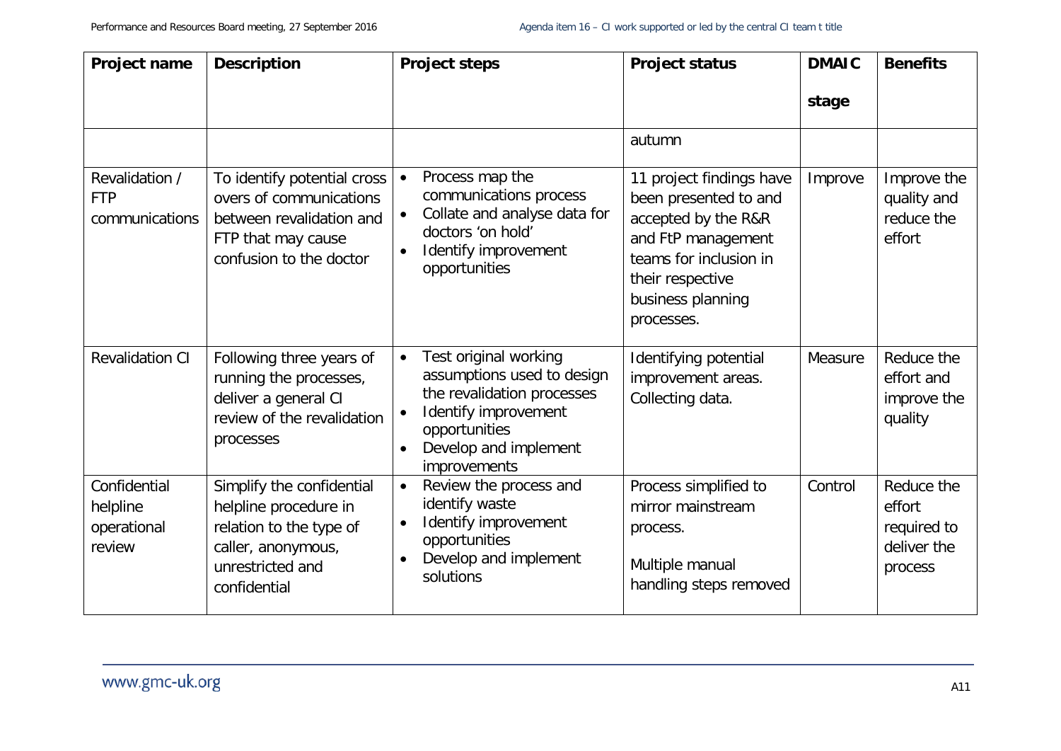| Project name | Description | Project steps | Project status | DMAIC stage | Benefits |
|---|---|---|---|---|---|
| | | | autumn | | |
| Revalidation / FTP communications | To identify potential cross overs of communications between revalidation and FTP that may cause confusion to the doctor | • Process map the communications process<br>• Collate and analyse data for doctors 'on hold'<br>• Identify improvement opportunities | 11 project findings have been presented to and accepted by the R&R and FtP management teams for inclusion in their respective business planning processes. | Improve | Improve the quality and reduce the effort |
| Revalidation CI | Following three years of running the processes, deliver a general CI review of the revalidation processes | • Test original working assumptions used to design the revalidation processes<br>• Identify improvement opportunities<br>• Develop and implement improvements | Identifying potential improvement areas. Collecting data. | Measure | Reduce the effort and improve the quality |
| Confidential helpline operational review | Simplify the confidential helpline procedure in relation to the type of caller, anonymous, unrestricted and confidential | • Review the process and identify waste<br>• Identify improvement opportunities<br>• Develop and implement solutions | Process simplified to mirror mainstream process.<br><br>Multiple manual handling steps removed | Control | Reduce the effort required to deliver the process |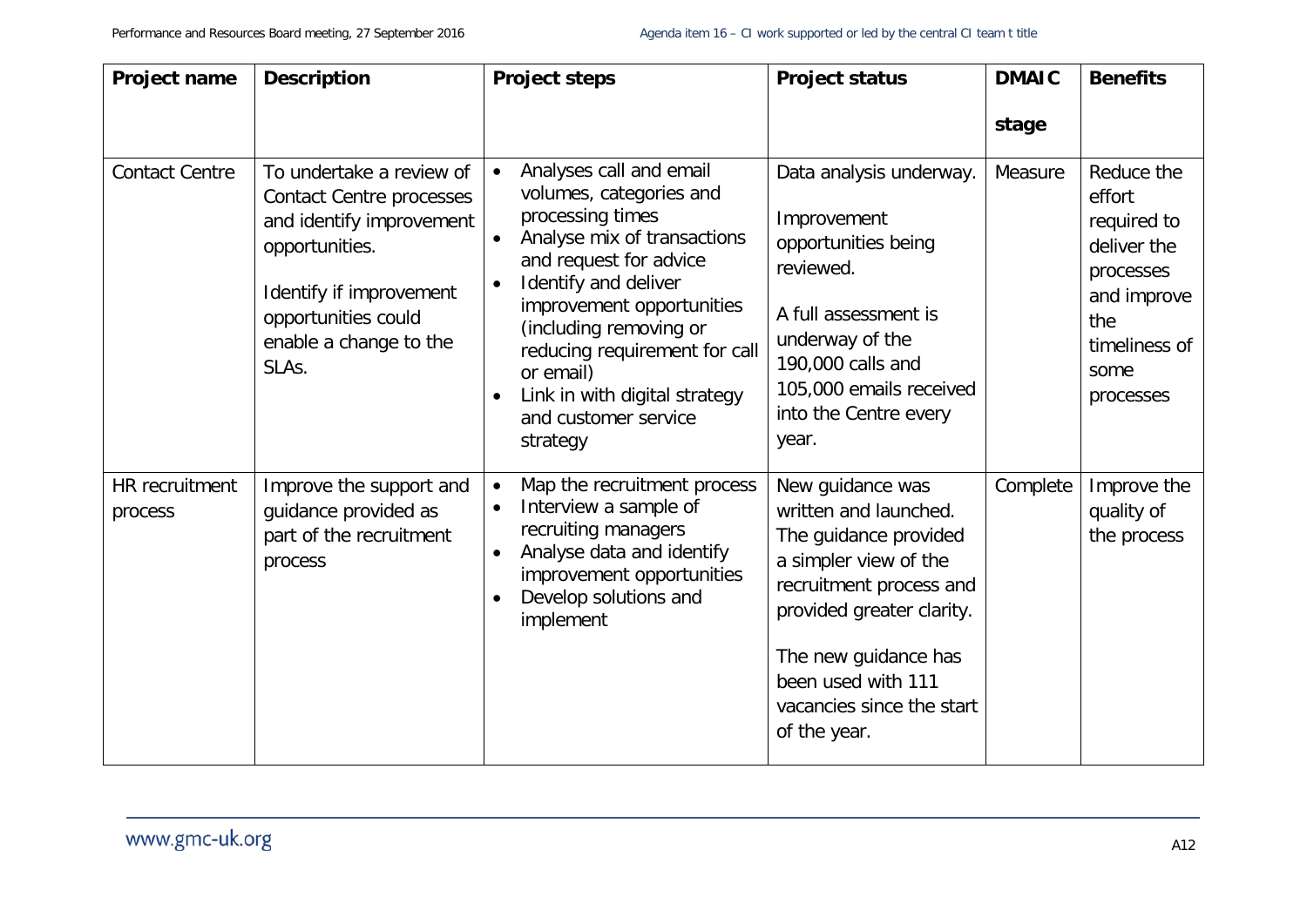| Project name | Description | Project steps | Project status | DMAIC stage | Benefits |
|---|---|---|---|---|---|
| Contact Centre | To undertake a review of Contact Centre processes and identify improvement opportunities.<br><br>Identify if improvement opportunities could enable a change to the SLAs. | • Analyses call and email volumes, categories and processing times<br>• Analyse mix of transactions and request for advice<br>• Identify and deliver improvement opportunities (including removing or reducing requirement for call or email)<br>• Link in with digital strategy and customer service strategy | Data analysis underway.<br><br>Improvement opportunities being reviewed.<br><br>A full assessment is underway of the 190,000 calls and 105,000 emails received into the Centre every year. | Measure | Reduce the effort required to deliver the processes and improve the timeliness of some processes |
| HR recruitment process | Improve the support and guidance provided as part of the recruitment process | • Map the recruitment process<br>• Interview a sample of recruiting managers<br>• Analyse data and identify improvement opportunities<br>• Develop solutions and implement | New guidance was written and launched. The guidance provided a simpler view of the recruitment process and provided greater clarity.<br><br>The new guidance has been used with 111 vacancies since the start of the year. | Complete | Improve the quality of the process |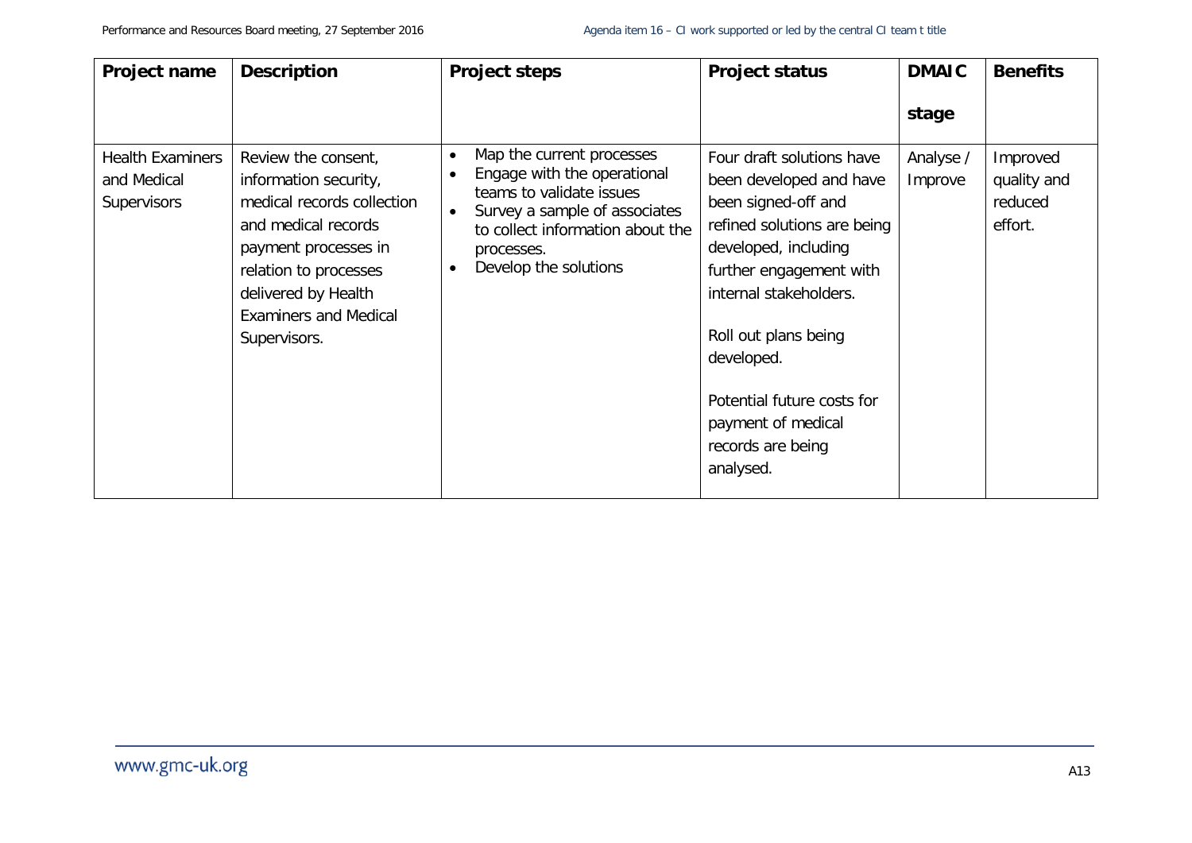| Project name | Description | Project steps | Project status | DMAIC stage | Benefits |
|---|---|---|---|---|---|
| Health Examiners and Medical Supervisors | Review the consent, information security, medical records collection and medical records payment processes in relation to processes delivered by Health Examiners and Medical Supervisors. | • Map the current processes<br>• Engage with the operational teams to validate issues<br>• Survey a sample of associates to collect information about the processes.<br>• Develop the solutions | Four draft solutions have been developed and have been signed-off and refined solutions are being developed, including further engagement with internal stakeholders.<br><br>Roll out plans being developed.<br><br>Potential future costs for payment of medical records are being analysed. | Analyse / Improve | Improved quality and reduced effort. |